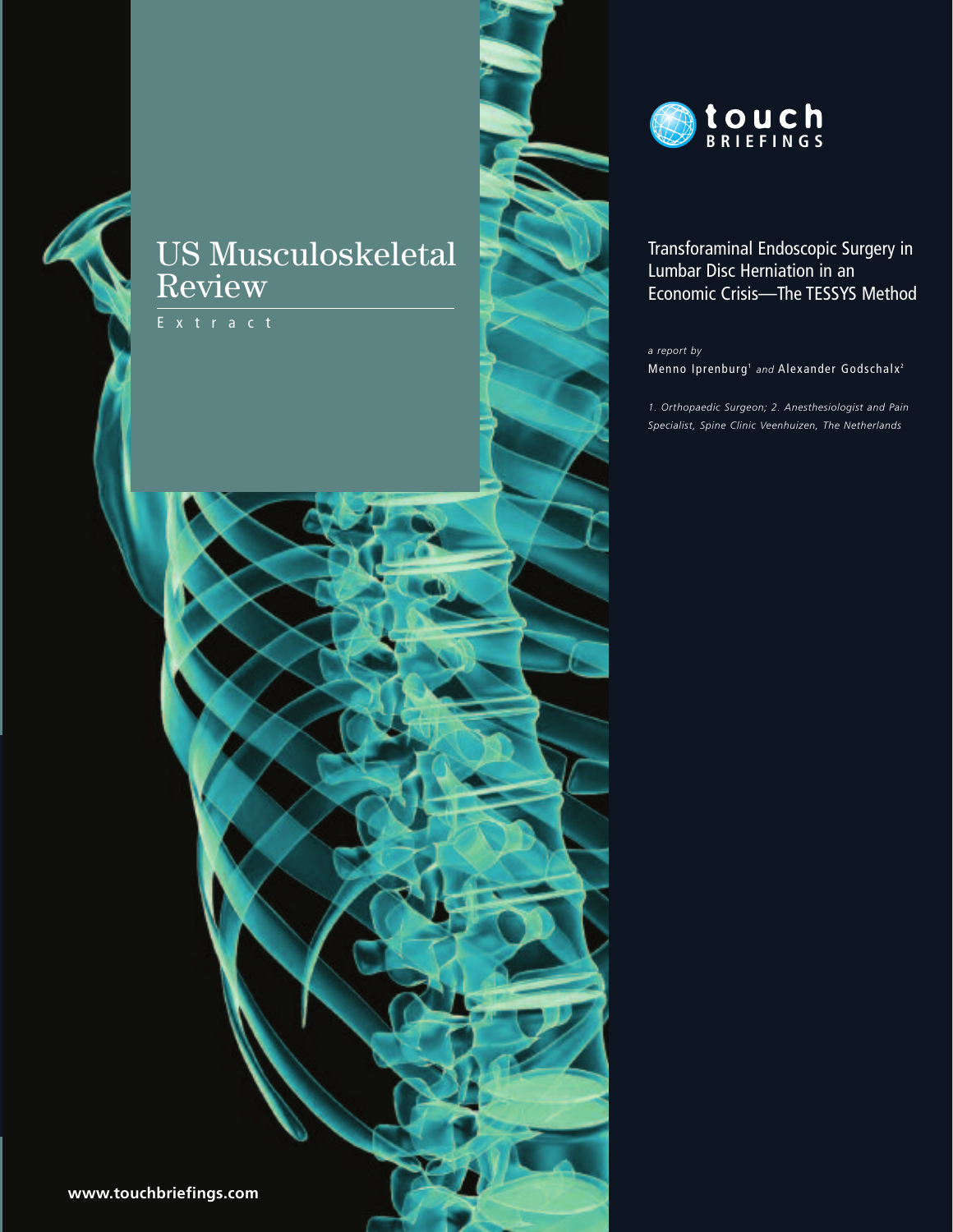# US Musculoskeletal Review

Extract

touch BRIEFINGS

## Transforaminal Endoscopic Surgery in Lumbar Disc Herniation in an Economic Crisis—The TESSYS Method

*a report by*

Menno Iprenburg[1] *and* Alexander Godschalx[2]

*1. Orthopaedic Surgeon; 2. Anesthesiologist and Pain Specialist, Spine Clinic Veenhuizen, The Netherlands*

**www.touchbriefings.com**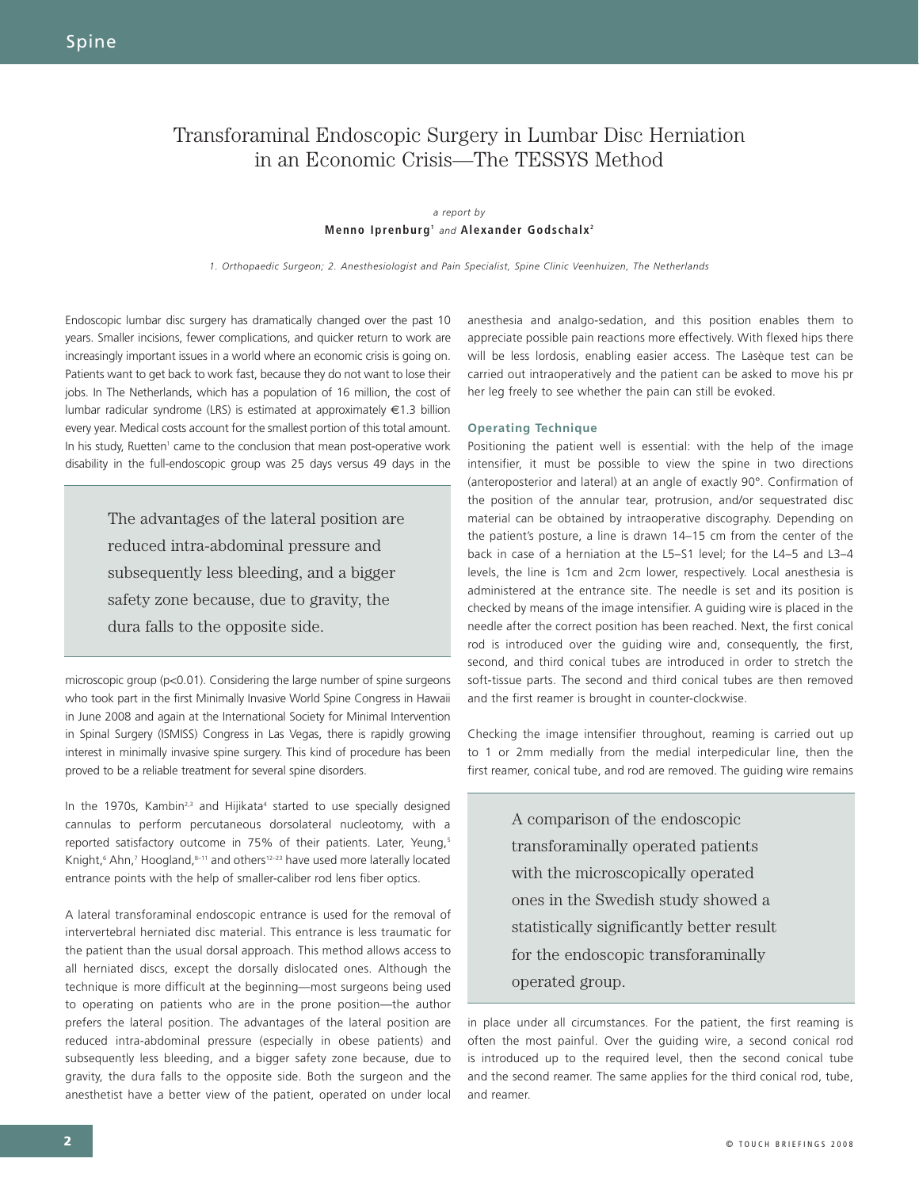# Transforaminal Endoscopic Surgery in Lumbar Disc Herniation in an Economic Crisis—The TESSYS Method

*a report by*

**Menno Iprenburg**[1] *and* **Alexander Godschalx**[2]

*1. Orthopaedic Surgeon; 2. Anesthesiologist and Pain Specialist, Spine Clinic Veenhuizen, The Netherlands*

Endoscopic lumbar disc surgery has dramatically changed over the past 10 years. Smaller incisions, fewer complications, and quicker return to work are increasingly important issues in a world where an economic crisis is going on. Patients want to get back to work fast, because they do not want to lose their jobs. In The Netherlands, which has a population of 16 million, the cost of lumbar radicular syndrome (LRS) is estimated at approximately €1.3 billion every year. Medical costs account for the smallest portion of this total amount. In his study, Ruetten[1] came to the conclusion that mean post-operative work disability in the full-endoscopic group was 25 days versus 49 days in the microscopic group ($p<0.01$). Considering the large number of spine surgeons who took part in the first Minimally Invasive World Spine Congress in Hawaii in June 2008 and again at the International Society for Minimal Intervention in Spinal Surgery (ISMISS) Congress in Las Vegas, there is rapidly growing interest in minimally invasive spine surgery. This kind of procedure has been proved to be a reliable treatment for several spine disorders.

> The advantages of the lateral position are reduced intra-abdominal pressure and subsequently less bleeding, and a bigger safety zone because, due to gravity, the dura falls to the opposite side.

In the 1970s, Kambin[2,3] and Hijikata[4] started to use specially designed cannulas to perform percutaneous dorsolateral nucleotomy, with a reported satisfactory outcome in 75% of their patients. Later, Yeung,[5] Knight,[6] Ahn,[7] Hoogland,[8–11] and others[12–23] have used more laterally located entrance points with the help of smaller-caliber rod lens fiber optics.

A lateral transforaminal endoscopic entrance is used for the removal of intervertebral herniated disc material. This entrance is less traumatic for the patient than the usual dorsal approach. This method allows access to all herniated discs, except the dorsally dislocated ones. Although the technique is more difficult at the beginning—most surgeons being used to operating on patients who are in the prone position—the author prefers the lateral position. The advantages of the lateral position are reduced intra-abdominal pressure (especially in obese patients) and subsequently less bleeding, and a bigger safety zone because, due to gravity, the dura falls to the opposite side. Both the surgeon and the anesthetist have a better view of the patient, operated on under local anesthesia and analgo-sedation, and this position enables them to appreciate possible pain reactions more effectively. With flexed hips there will be less lordosis, enabling easier access. The Lasèque test can be carried out intraoperatively and the patient can be asked to move his pr her leg freely to see whether the pain can still be evoked.

### Operating Technique

Positioning the patient well is essential: with the help of the image intensifier, it must be possible to view the spine in two directions (anteroposterior and lateral) at an angle of exactly 90°. Confirmation of the position of the annular tear, protrusion, and/or sequestrated disc material can be obtained by intraoperative discography. Depending on the patient's posture, a line is drawn 14–15 cm from the center of the back in case of a herniation at the L5–S1 level; for the L4–5 and L3–4 levels, the line is 1cm and 2cm lower, respectively. Local anesthesia is administered at the entrance site. The needle is set and its position is checked by means of the image intensifier. A guiding wire is placed in the needle after the correct position has been reached. Next, the first conical rod is introduced over the guiding wire and, consequently, the first, second, and third conical tubes are introduced in order to stretch the soft-tissue parts. The second and third conical tubes are then removed and the first reamer is brought in counter-clockwise.

Checking the image intensifier throughout, reaming is carried out up to 1 or 2mm medially from the medial interpedicular line, then the first reamer, conical tube, and rod are removed. The guiding wire remains in place under all circumstances. For the patient, the first reaming is often the most painful. Over the guiding wire, a second conical rod is introduced up to the required level, then the second conical tube and the second reamer. The same applies for the third conical rod, tube, and reamer.

> A comparison of the endoscopic transforaminally operated patients with the microscopically operated ones in the Swedish study showed a statistically significantly better result for the endoscopic transforaminally operated group.

© TOUCH BRIEFINGS 2008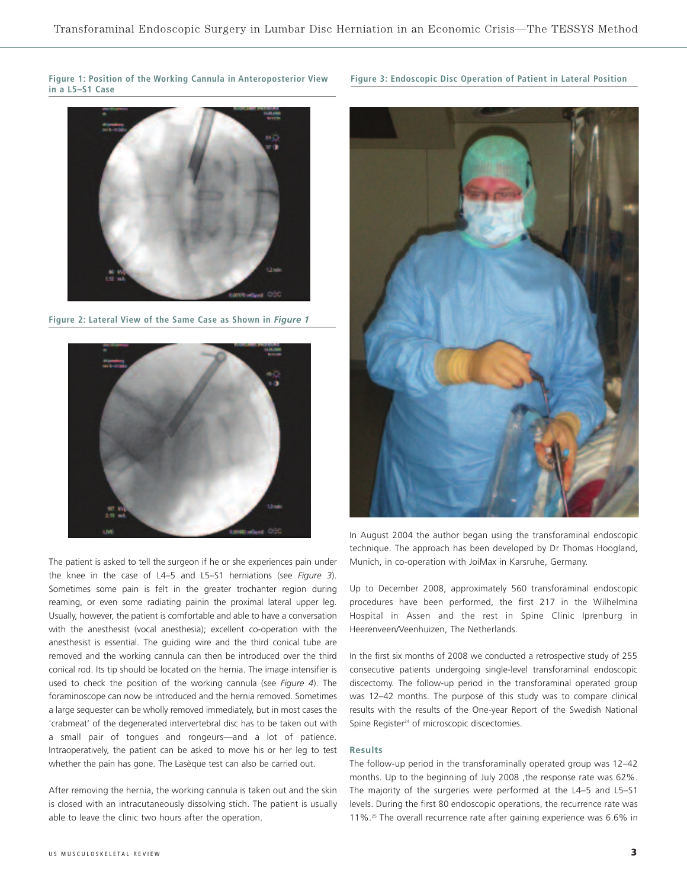**Figure 1: Position of the Working Cannula in Anteroposterior View in a L5–S1 Case**

**Figure 2: Lateral View of the Same Case as Shown in *Figure 1***

The patient is asked to tell the surgeon if he or she experiences pain under the knee in the case of L4–5 and L5–S1 herniations (see *Figure 3*). Sometimes some pain is felt in the greater trochanter region during reaming, or even some radiating painin the proximal lateral upper leg. Usually, however, the patient is comfortable and able to have a conversation with the anesthesist (vocal anesthesia); excellent co-operation with the anesthesist is essential. The guiding wire and the third conical tube are removed and the working cannula can then be introduced over the third conical rod. Its tip should be located on the hernia. The image intensifier is used to check the position of the working cannula (see *Figure 4*). The foraminoscope can now be introduced and the hernia removed. Sometimes a large sequester can be wholly removed immediately, but in most cases the 'crabmeat' of the degenerated intervertebral disc has to be taken out with a small pair of tongues and rongeurs—and a lot of patience. Intraoperatively, the patient can be asked to move his or her leg to test whether the pain has gone. The Lasèque test can also be carried out.

After removing the hernia, the working cannula is taken out and the skin is closed with an intracutaneously dissolving stich. The patient is usually able to leave the clinic two hours after the operation.

**Figure 3: Endoscopic Disc Operation of Patient in Lateral Position**

In August 2004 the author began using the transforaminal endoscopic technique. The approach has been developed by Dr Thomas Hoogland, Munich, in co-operation with JoiMax in Karsruhe, Germany.

Up to December 2008, approximately 560 transforaminal endoscopic procedures have been performed, the first 217 in the Wilhelmina Hospital in Assen and the rest in Spine Clinic Iprenburg in Heerenveen/Veenhuizen, The Netherlands.

In the first six months of 2008 we conducted a retrospective study of 255 consecutive patients undergoing single-level transforaminal endoscopic discectomy. The follow-up period in the transforaminal operated group was 12–42 months. The purpose of this study was to compare clinical results with the results of the One-year Report of the Swedish National Spine Register[24] of microscopic discectomies.

### Results

The follow-up period in the transforaminally operated group was 12–42 months. Up to the beginning of July 2008 ,the response rate was 62%. The majority of the surgeries were performed at the L4–5 and L5–S1 levels. During the first 80 endoscopic operations, the recurrence rate was 11%.[25] The overall recurrence rate after gaining experience was 6.6% in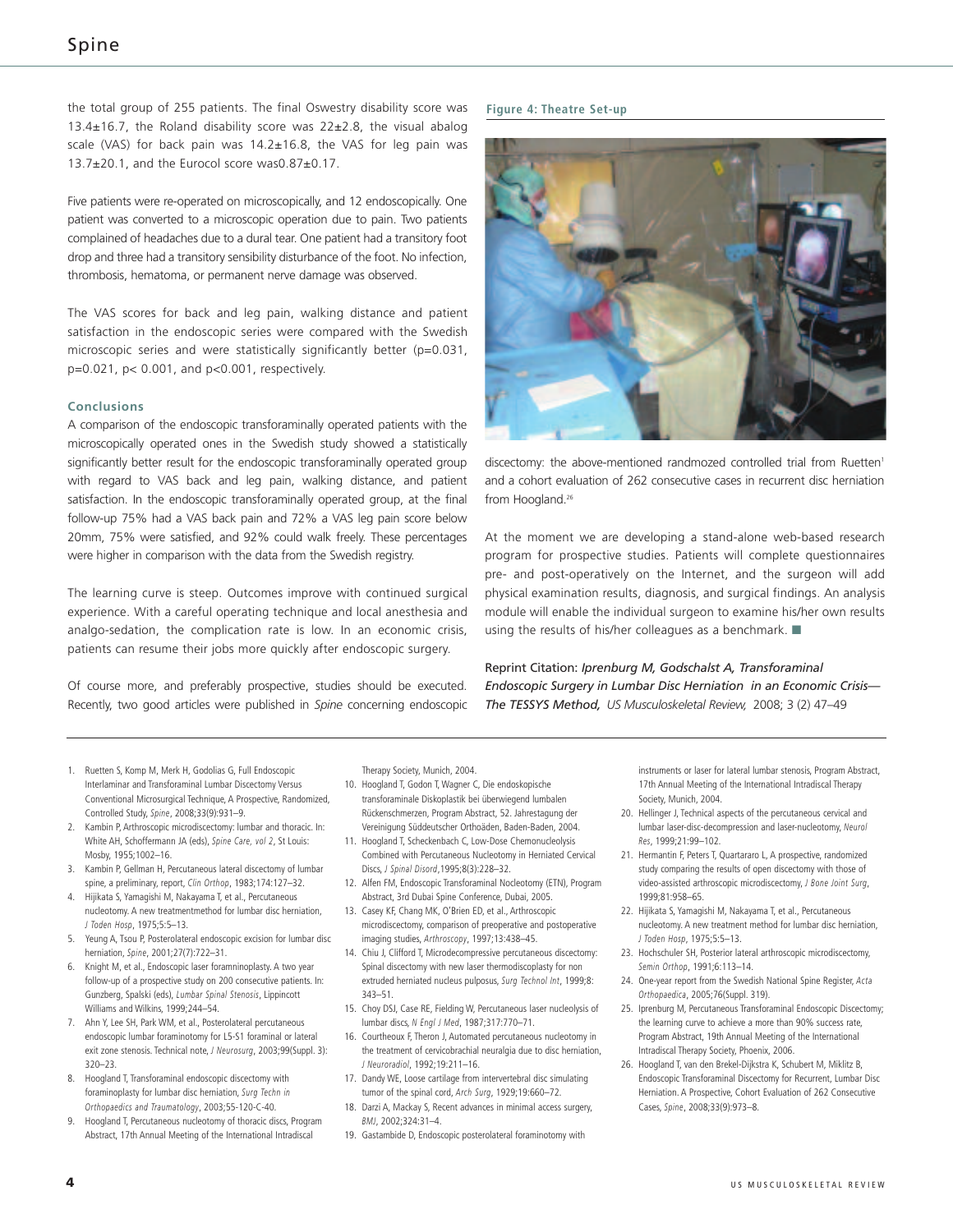the total group of 255 patients. The final Oswestry disability score was 13.4±16.7, the Roland disability score was 22±2.8, the visual abalog scale (VAS) for back pain was 14.2±16.8, the VAS for leg pain was 13.7±20.1, and the Eurocol score was0.87±0.17.

Five patients were re-operated on microscopically, and 12 endoscopically. One patient was converted to a microscopic operation due to pain. Two patients complained of headaches due to a dural tear. One patient had a transitory foot drop and three had a transitory sensibility disturbance of the foot. No infection, thrombosis, hematoma, or permanent nerve damage was observed.

The VAS scores for back and leg pain, walking distance and patient satisfaction in the endoscopic series were compared with the Swedish microscopic series and were statistically significantly better (p=0.031, p=0.021, p< 0.001, and p<0.001, respectively.

### Conclusions

A comparison of the endoscopic transforaminally operated patients with the microscopically operated ones in the Swedish study showed a statistically significantly better result for the endoscopic transforaminally operated group with regard to VAS back and leg pain, walking distance, and patient satisfaction. In the endoscopic transforaminally operated group, at the final follow-up 75% had a VAS back pain and 72% a VAS leg pain score below 20mm, 75% were satisfied, and 92% could walk freely. These percentages were higher in comparison with the data from the Swedish registry.

The learning curve is steep. Outcomes improve with continued surgical experience. With a careful operating technique and local anesthesia and analgo-sedation, the complication rate is low. In an economic crisis, patients can resume their jobs more quickly after endoscopic surgery.

Of course more, and preferably prospective, studies should be executed. Recently, two good articles were published in *Spine* concerning endoscopic discectomy: the above-mentioned randmozed controlled trial from Ruetten[1] and a cohort evaluation of 262 consecutive cases in recurrent disc herniation from Hoogland.[26]

**Figure 4: Theatre Set-up**

At the moment we are developing a stand-alone web-based research program for prospective studies. Patients will complete questionnaires pre- and post-operatively on the Internet, and the surgeon will add physical examination results, diagnosis, and surgical findings. An analysis module will enable the individual surgeon to examine his/her own results using the results of his/her colleagues as a benchmark. ■

Reprint Citation: *Iprenburg M, Godschalst A, Transforaminal Endoscopic Surgery in Lumbar Disc Herniation in an Economic Crisis— The TESSYS Method,* *US Musculoskeletal Review,* 2008; 3 (2) 47–49

1. Ruetten S, Komp M, Merk H, Godolias G, Full Endoscopic Interlaminar and Transforaminal Lumbar Discectomy Versus Conventional Microsurgical Technique, A Prospective, Randomized, Controlled Study, *Spine*, 2008;33(9):931–9.
2. Kambin P, Arthroscopic microdiscectomy: lumbar and thoracic. In: White AH, Schoffermann JA (eds), *Spine Care, vol 2*, St Louis: Mosby, 1955;1002–16.
3. Kambin P, Gellman H, Percutaneous lateral discectomy of lumbar spine, a preliminary, report, *Clin Orthop*, 1983;174:127–32.
4. Hijikata S, Yamagishi M, Nakayama T, et al., Percutaneous nucleotomy. A new treatmentmethod for lumbar disc herniation, *J Toden Hosp*, 1975;5:5–13.
5. Yeung A, Tsou P, Posterolateral endoscopic excision for lumbar disc herniation, *Spine*, 2001;27(7):722–31.
6. Knight M, et al., Endoscopic laser foramninoplasty. A two year follow-up of a prospective study on 200 consecutive patients. In: Gunzberg, Spalski (eds), *Lumbar Spinal Stenosis*, Lippincott Williams and Wilkins, 1999;244–54.
7. Ahn Y, Lee SH, Park WM, et al., Posterolateral percutaneous endoscopic lumbar foraminotomy for L5-S1 foraminal or lateral exit zone stenosis. Technical note, *J Neurosurg*, 2003;99(Suppl. 3): 320–23.
8. Hoogland T, Transforaminal endoscopic discectomy with foraminoplasty for lumbar disc herniation, *Surg Techn in Orthopaedics and Traumatology*, 2003;55-120-C-40.
9. Hoogland T, Percutaneous nucleotomy of thoracic discs, Program Abstract, 17th Annual Meeting of the International Intradiscal Therapy Society, Munich, 2004.
10. Hoogland T, Godon T, Wagner C, Die endoskopische transforaminale Diskoplastik bei überwiegend lumbalen Rückenschmerzen, Program Abstract, 52. Jahrestagung der Vereinigung Süddeutscher Orthoäden, Baden-Baden, 2004.
11. Hoogland T, Scheckenbach C, Low-Dose Chemonucleolysis Combined with Percutaneous Nucleotomy in Herniated Cervical Discs, *J Spinal Disord*,1995;8(3):228–32.
12. Alfen FM, Endoscopic Transforaminal Nucleotomy (ETN), Program Abstract, 3rd Dubai Spine Conference, Dubai, 2005.
13. Casey KF, Chang MK, O'Brien ED, et al., Arthroscopic microdiscectomy, comparison of preoperative and postoperative imaging studies, *Arthroscopy*, 1997;13:438–45.
14. Chiu J, Clifford T, Microdecompressive percutaneous discectomy: Spinal discectomy with new laser thermodiscoplasty for non extruded herniated nucleus pulposus, *Surg Technol Int*, 1999;8: 343–51.
15. Choy DSJ, Case RE, Fielding W, Percutaneous laser nucleolysis of lumbar discs, *N Engl J Med*, 1987;317:770–71.
16. Courtheoux F, Theron J, Automated percutaneous nucleotomy in the treatment of cervicobrachial neuralgia due to disc herniation, *J Neuroradiol*, 1992;19:211–16.
17. Dandy WE, Loose cartilage from intervertebral disc simulating tumor of the spinal cord, *Arch Surg*, 1929;19:660–72.
18. Darzi A, Mackay S, Recent advances in minimal access surgery, *BMJ*, 2002;324:31–4.
19. Gastambide D, Endoscopic posterolateral foraminotomy with instruments or laser for lateral lumbar stenosis, Program Abstract, 17th Annual Meeting of the International Intradiscal Therapy Society, Munich, 2004.
20. Hellinger J, Technical aspects of the percutaneous cervical and lumbar laser-disc-decompression and laser-nucleotomy, *Neurol Res*, 1999;21:99–102.
21. Hermantin F, Peters T, Quartararo L, A prospective, randomized study comparing the results of open discectomy with those of video-assisted arthroscopic microdiscectomy, *J Bone Joint Surg*, 1999;81:958–65.
22. Hijikata S, Yamagishi M, Nakayama T, et al., Percutaneous nucleotomy. A new treatment method for lumbar disc herniation, *J Toden Hosp*, 1975;5:5–13.
23. Hochschuler SH, Posterior lateral arthroscopic microdiscectomy, *Semin Orthop*, 1991;6:113–14.
24. One-year report from the Swedish National Spine Register, *Acta Orthopaedica*, 2005;76(Suppl. 319).
25. Iprenburg M, Percutaneous Transforaminal Endoscopic Discectomy; the learning curve to achieve a more than 90% success rate, Program Abstract, 19th Annual Meeting of the International Intradiscal Therapy Society, Phoenix, 2006.
26. Hoogland T, van den Brekel-Dijkstra K, Schubert M, Miklitz B, Endoscopic Transforaminal Discectomy for Recurrent, Lumbar Disc Herniation. A Prospective, Cohort Evaluation of 262 Consecutive Cases, *Spine*, 2008;33(9):973–8.